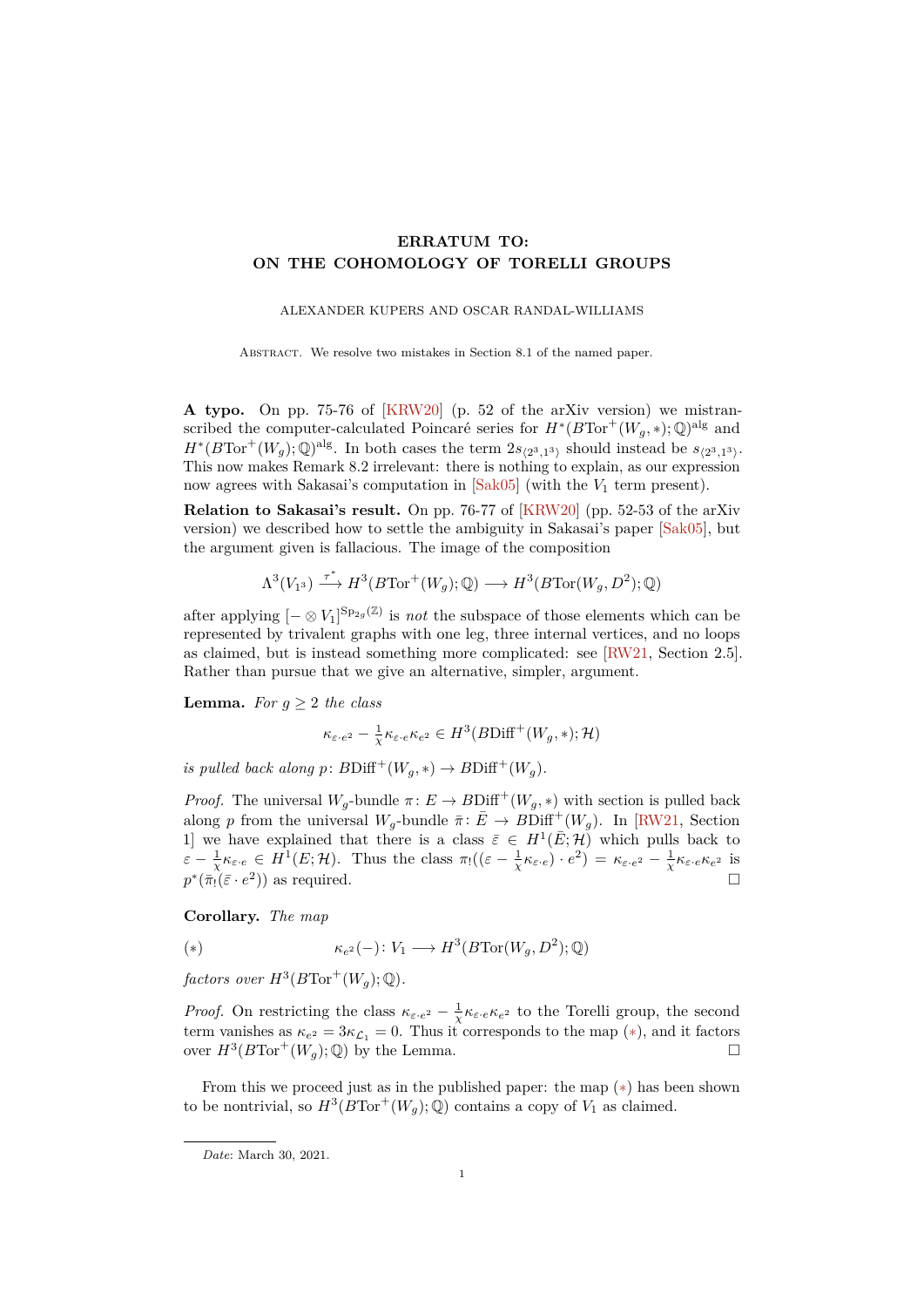# ERRATUM TO: ON THE COHOMOLOGY OF TORELLI GROUPS

ALEXANDER KUPERS AND OSCAR RANDAL-WILLIAMS

Abstract. We resolve two mistakes in Section 8.1 of the named paper.

**A typo.** On pp. 75-76 of [KRW20] (p. 52 of the arXiv version) we mistranscribed the computer-calculated Poincaré series for $H^*(B\mathrm{Tor}^+(W_g,*);\mathbb{Q})^{\mathrm{alg}}$ and $H^*(B\mathrm{Tor}^+(W_g);\mathbb{Q})^{\mathrm{alg}}$. In both cases the term $2s_{\langle 2^3,1^3\rangle}$ should instead be $s_{\langle 2^3,1^3\rangle}$. This now makes Remark 8.2 irrelevant: there is nothing to explain, as our expression now agrees with Sakasai's computation in [Sak05] (with the $V_1$ term present).

**Relation to Sakasai's result.** On pp. 76-77 of [KRW20] (pp. 52-53 of the arXiv version) we described how to settle the ambiguity in Sakasai's paper [Sak05], but the argument given is fallacious. The image of the composition

$$\Lambda^3(V_{1^3}) \xrightarrow{\tau^*} H^3(B\mathrm{Tor}^+(W_g);\mathbb{Q}) \longrightarrow H^3(B\mathrm{Tor}(W_g,D^2);\mathbb{Q})$$

after applying $[-\otimes V_1]^{\mathrm{Sp}_{2g}(\mathbb{Z})}$ is *not* the subspace of those elements which can be represented by trivalent graphs with one leg, three internal vertices, and no loops as claimed, but is instead something more complicated: see [RW21, Section 2.5]. Rather than pursue that we give an alternative, simpler, argument.

**Lemma.** *For $g \geq 2$ the class*

$$\kappa_{\varepsilon\cdot e^2} - \tfrac{1}{\chi}\kappa_{\varepsilon\cdot e}\kappa_{e^2} \in H^3(B\mathrm{Diff}^+(W_g,*);\mathcal{H})$$

*is pulled back along $p\colon B\mathrm{Diff}^+(W_g,*) \to B\mathrm{Diff}^+(W_g)$.*

*Proof.* The universal $W_g$-bundle $\pi\colon E \to B\mathrm{Diff}^+(W_g,*)$ with section is pulled back along $p$ from the universal $W_g$-bundle $\bar{\pi}\colon \bar{E} \to B\mathrm{Diff}^+(W_g)$. In [RW21, Section 1] we have explained that there is a class $\bar{\varepsilon} \in H^1(\bar{E};\mathcal{H})$ which pulls back to $\varepsilon - \frac{1}{\chi}\kappa_{\varepsilon\cdot e} \in H^1(E;\mathcal{H})$. Thus the class $\pi_!((\varepsilon - \frac{1}{\chi}\kappa_{\varepsilon\cdot e})\cdot e^2) = \kappa_{\varepsilon\cdot e^2} - \frac{1}{\chi}\kappa_{\varepsilon\cdot e}\kappa_{e^2}$ is $p^*(\bar{\pi}_!(\bar{\varepsilon}\cdot e^2))$ as required. □

**Corollary.** *The map*

$$(*)\qquad \kappa_{e^2}(-)\colon V_1 \longrightarrow H^3(B\mathrm{Tor}(W_g,D^2);\mathbb{Q})$$

*factors over $H^3(B\mathrm{Tor}^+(W_g);\mathbb{Q})$.*

*Proof.* On restricting the class $\kappa_{\varepsilon\cdot e^2} - \frac{1}{\chi}\kappa_{\varepsilon\cdot e}\kappa_{e^2}$ to the Torelli group, the second term vanishes as $\kappa_{e^2} = 3\kappa_{\mathcal{L}_1} = 0$. Thus it corresponds to the map $(*)$, and it factors over $H^3(B\mathrm{Tor}^+(W_g);\mathbb{Q})$ by the Lemma. □

From this we proceed just as in the published paper: the map $(*)$ has been shown to be nontrivial, so $H^3(B\mathrm{Tor}^+(W_g);\mathbb{Q})$ contains a copy of $V_1$ as claimed.

*Date*: March 30, 2021.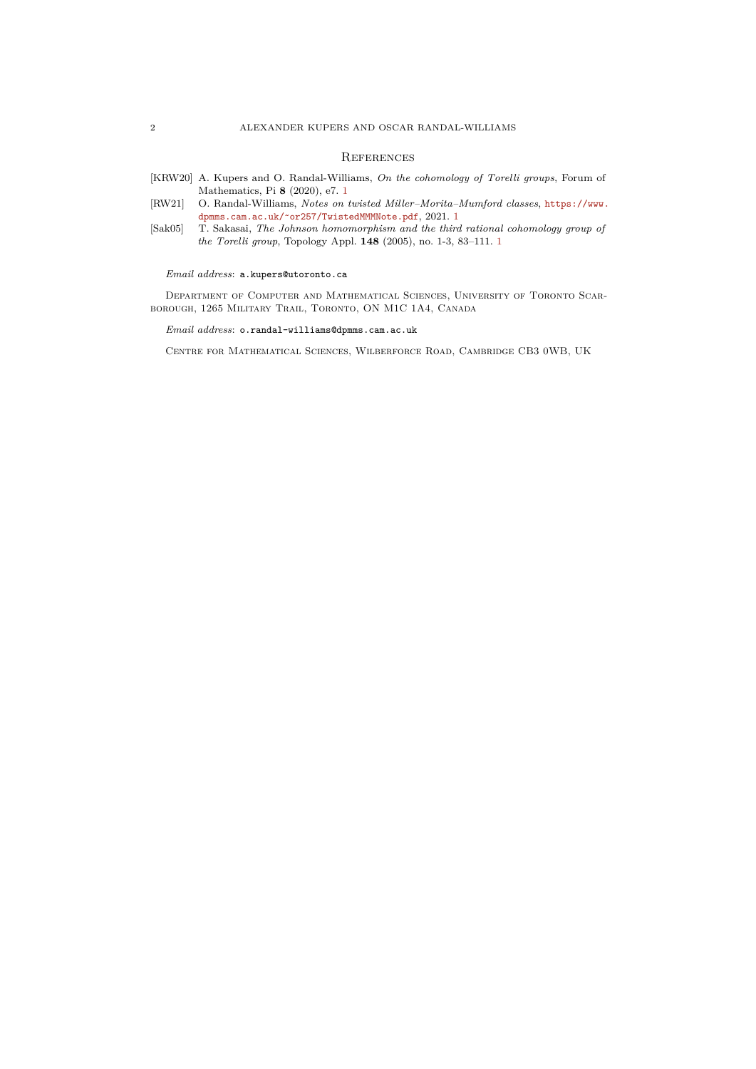## References

[KRW20] A. Kupers and O. Randal-Williams, *On the cohomology of Torelli groups*, Forum of Mathematics, Pi **8** (2020), e7. 1

[RW21] O. Randal-Williams, *Notes on twisted Miller–Morita–Mumford classes*, https://www.dpmms.cam.ac.uk/~or257/TwistedMMMNote.pdf, 2021. 1

[Sak05] T. Sakasai, *The Johnson homomorphism and the third rational cohomology group of the Torelli group*, Topology Appl. **148** (2005), no. 1-3, 83–111. 1

*Email address*: a.kupers@utoronto.ca

Department of Computer and Mathematical Sciences, University of Toronto Scarborough, 1265 Military Trail, Toronto, ON M1C 1A4, Canada

*Email address*: o.randal-williams@dpmms.cam.ac.uk

Centre for Mathematical Sciences, Wilberforce Road, Cambridge CB3 0WB, UK